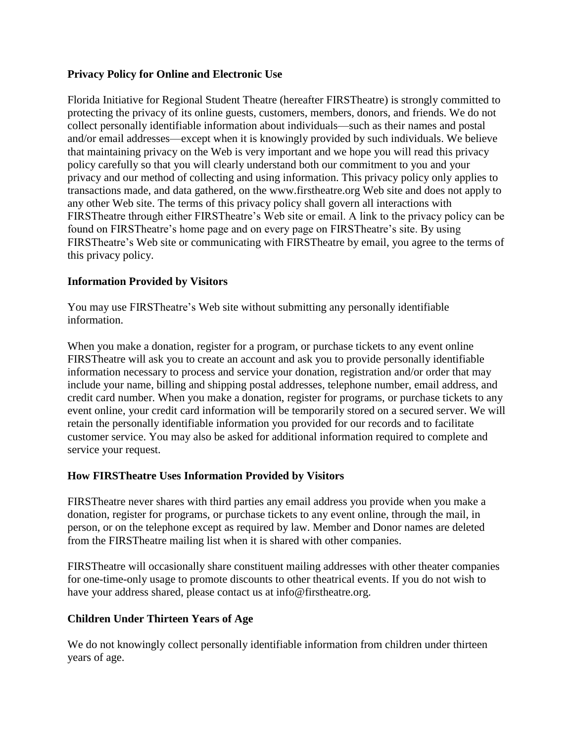**Privacy Policy for Online and Electronic Use**

Florida Initiative for Regional Student Theatre (hereafter FIRSTheatre) is strongly committed to protecting the privacy of its online guests, customers, members, donors, and friends. We do not collect personally identifiable information about individuals—such as their names and postal and/or email addresses—except when it is knowingly provided by such individuals. We believe that maintaining privacy on the Web is very important and we hope you will read this privacy policy carefully so that you will clearly understand both our commitment to you and your privacy and our method of collecting and using information. This privacy policy only applies to transactions made, and data gathered, on the www.firstheatre.org Web site and does not apply to any other Web site. The terms of this privacy policy shall govern all interactions with FIRSTheatre through either FIRSTheatre's Web site or email. A link to the privacy policy can be found on FIRSTheatre's home page and on every page on FIRSTheatre's site. By using FIRSTheatre's Web site or communicating with FIRSTheatre by email, you agree to the terms of this privacy policy.

**Information Provided by Visitors**

You may use FIRSTheatre's Web site without submitting any personally identifiable information.

When you make a donation, register for a program, or purchase tickets to any event online FIRSTheatre will ask you to create an account and ask you to provide personally identifiable information necessary to process and service your donation, registration and/or order that may include your name, billing and shipping postal addresses, telephone number, email address, and credit card number. When you make a donation, register for programs, or purchase tickets to any event online, your credit card information will be temporarily stored on a secured server. We will retain the personally identifiable information you provided for our records and to facilitate customer service. You may also be asked for additional information required to complete and service your request.

**How FIRSTheatre Uses Information Provided by Visitors**

FIRSTheatre never shares with third parties any email address you provide when you make a donation, register for programs, or purchase tickets to any event online, through the mail, in person, or on the telephone except as required by law. Member and Donor names are deleted from the FIRSTheatre mailing list when it is shared with other companies.

FIRSTheatre will occasionally share constituent mailing addresses with other theater companies for one-time-only usage to promote discounts to other theatrical events. If you do not wish to have your address shared, please contact us at info@firstheatre.org.

**Children Under Thirteen Years of Age**

We do not knowingly collect personally identifiable information from children under thirteen years of age.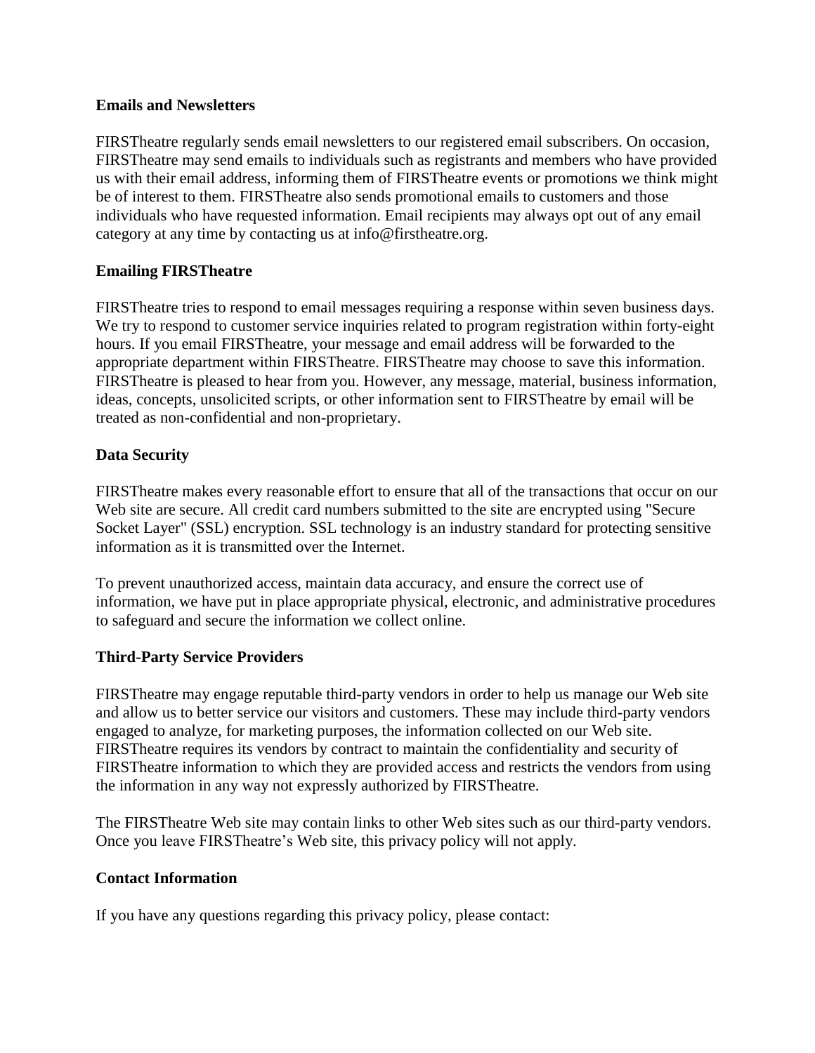**Emails and Newsletters**

FIRSTheatre regularly sends email newsletters to our registered email subscribers. On occasion, FIRSTheatre may send emails to individuals such as registrants and members who have provided us with their email address, informing them of FIRSTheatre events or promotions we think might be of interest to them. FIRSTheatre also sends promotional emails to customers and those individuals who have requested information. Email recipients may always opt out of any email category at any time by contacting us at info@firstheatre.org.

**Emailing FIRSTheatre**

FIRSTheatre tries to respond to email messages requiring a response within seven business days. We try to respond to customer service inquiries related to program registration within forty-eight hours. If you email FIRSTheatre, your message and email address will be forwarded to the appropriate department within FIRSTheatre. FIRSTheatre may choose to save this information. FIRSTheatre is pleased to hear from you. However, any message, material, business information, ideas, concepts, unsolicited scripts, or other information sent to FIRSTheatre by email will be treated as non-confidential and non-proprietary.

**Data Security**

FIRSTheatre makes every reasonable effort to ensure that all of the transactions that occur on our Web site are secure. All credit card numbers submitted to the site are encrypted using "Secure Socket Layer" (SSL) encryption. SSL technology is an industry standard for protecting sensitive information as it is transmitted over the Internet.

To prevent unauthorized access, maintain data accuracy, and ensure the correct use of information, we have put in place appropriate physical, electronic, and administrative procedures to safeguard and secure the information we collect online.

**Third-Party Service Providers**

FIRSTheatre may engage reputable third-party vendors in order to help us manage our Web site and allow us to better service our visitors and customers. These may include third-party vendors engaged to analyze, for marketing purposes, the information collected on our Web site. FIRSTheatre requires its vendors by contract to maintain the confidentiality and security of FIRSTheatre information to which they are provided access and restricts the vendors from using the information in any way not expressly authorized by FIRSTheatre.

The FIRSTheatre Web site may contain links to other Web sites such as our third-party vendors. Once you leave FIRSTheatre's Web site, this privacy policy will not apply.

**Contact Information**

If you have any questions regarding this privacy policy, please contact: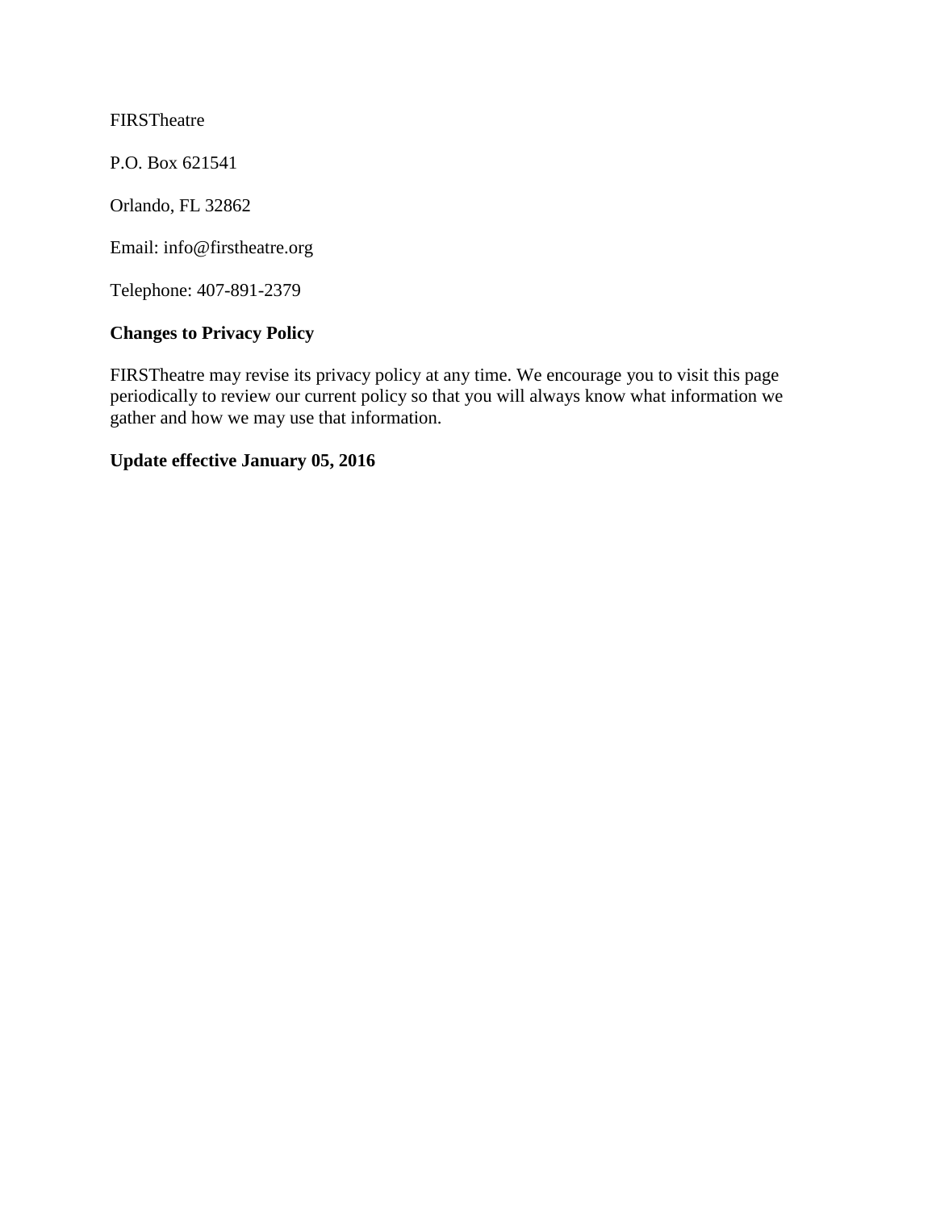FIRSTheatre

P.O. Box 621541

Orlando, FL 32862

Email: info@firstheatre.org

Telephone: 407-891-2379

**Changes to Privacy Policy**

FIRSTheatre may revise its privacy policy at any time. We encourage you to visit this page periodically to review our current policy so that you will always know what information we gather and how we may use that information.

**Update effective January 05, 2016**